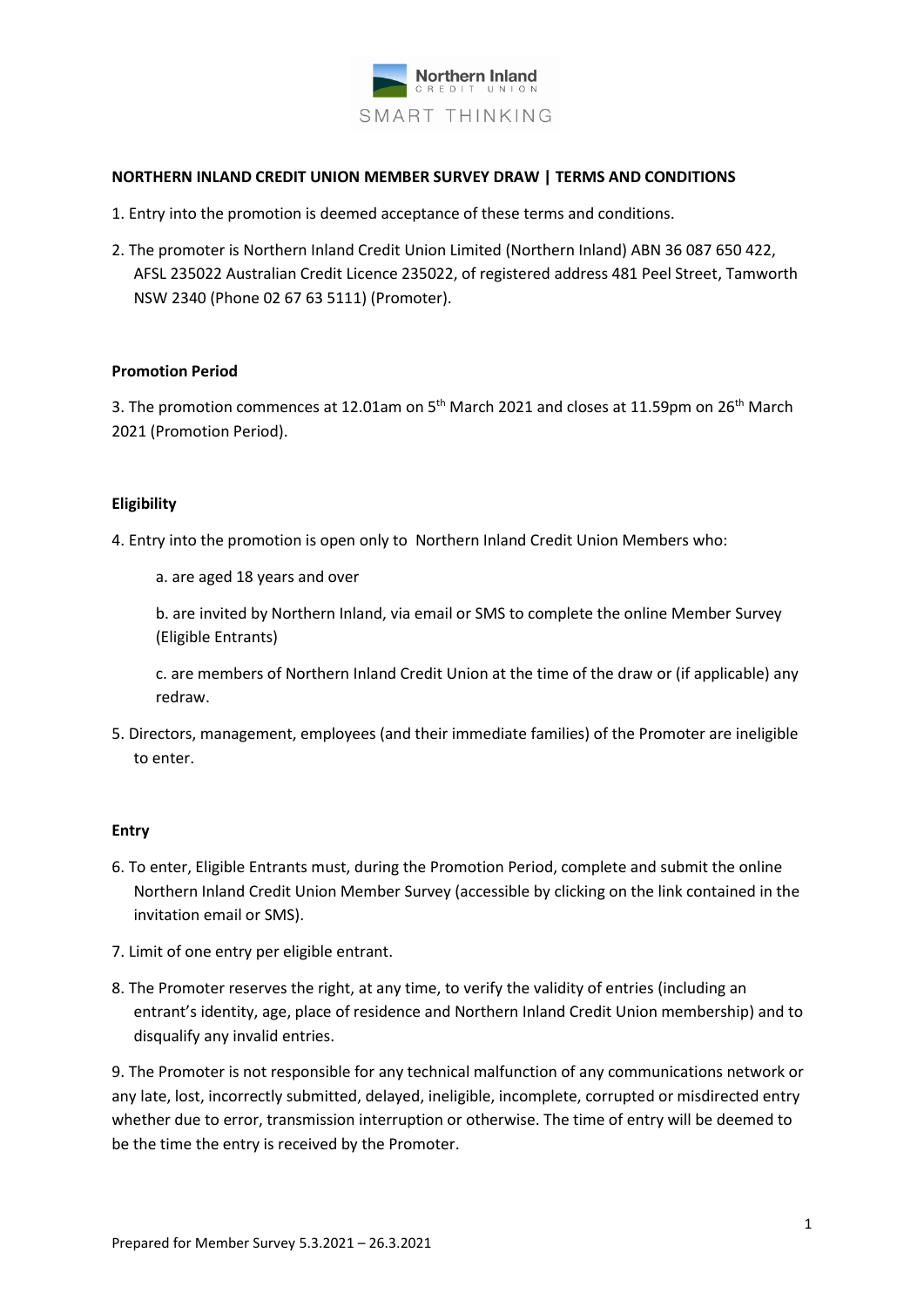**NORTHERN INLAND CREDIT UNION MEMBER SURVEY DRAW | TERMS AND CONDITIONS**

1. Entry into the promotion is deemed acceptance of these terms and conditions.
2. The promoter is Northern Inland Credit Union Limited (Northern Inland) ABN 36 087 650 422, AFSL 235022 Australian Credit Licence 235022, of registered address 481 Peel Street, Tamworth NSW 2340 (Phone 02 67 63 5111) (Promoter).

**Promotion Period**

3. The promotion commences at 12.01am on 5th March 2021 and closes at 11.59pm on 26th March 2021 (Promotion Period).

**Eligibility**

4. Entry into the promotion is open only to Northern Inland Credit Union Members who:

   a. are aged 18 years and over

   b. are invited by Northern Inland, via email or SMS to complete the online Member Survey (Eligible Entrants)

   c. are members of Northern Inland Credit Union at the time of the draw or (if applicable) any redraw.

5. Directors, management, employees (and their immediate families) of the Promoter are ineligible to enter.

**Entry**

6. To enter, Eligible Entrants must, during the Promotion Period, complete and submit the online Northern Inland Credit Union Member Survey (accessible by clicking on the link contained in the invitation email or SMS).
7. Limit of one entry per eligible entrant.
8. The Promoter reserves the right, at any time, to verify the validity of entries (including an entrant's identity, age, place of residence and Northern Inland Credit Union membership) and to disqualify any invalid entries.
9. The Promoter is not responsible for any technical malfunction of any communications network or any late, lost, incorrectly submitted, delayed, ineligible, incomplete, corrupted or misdirected entry whether due to error, transmission interruption or otherwise. The time of entry will be deemed to be the time the entry is received by the Promoter.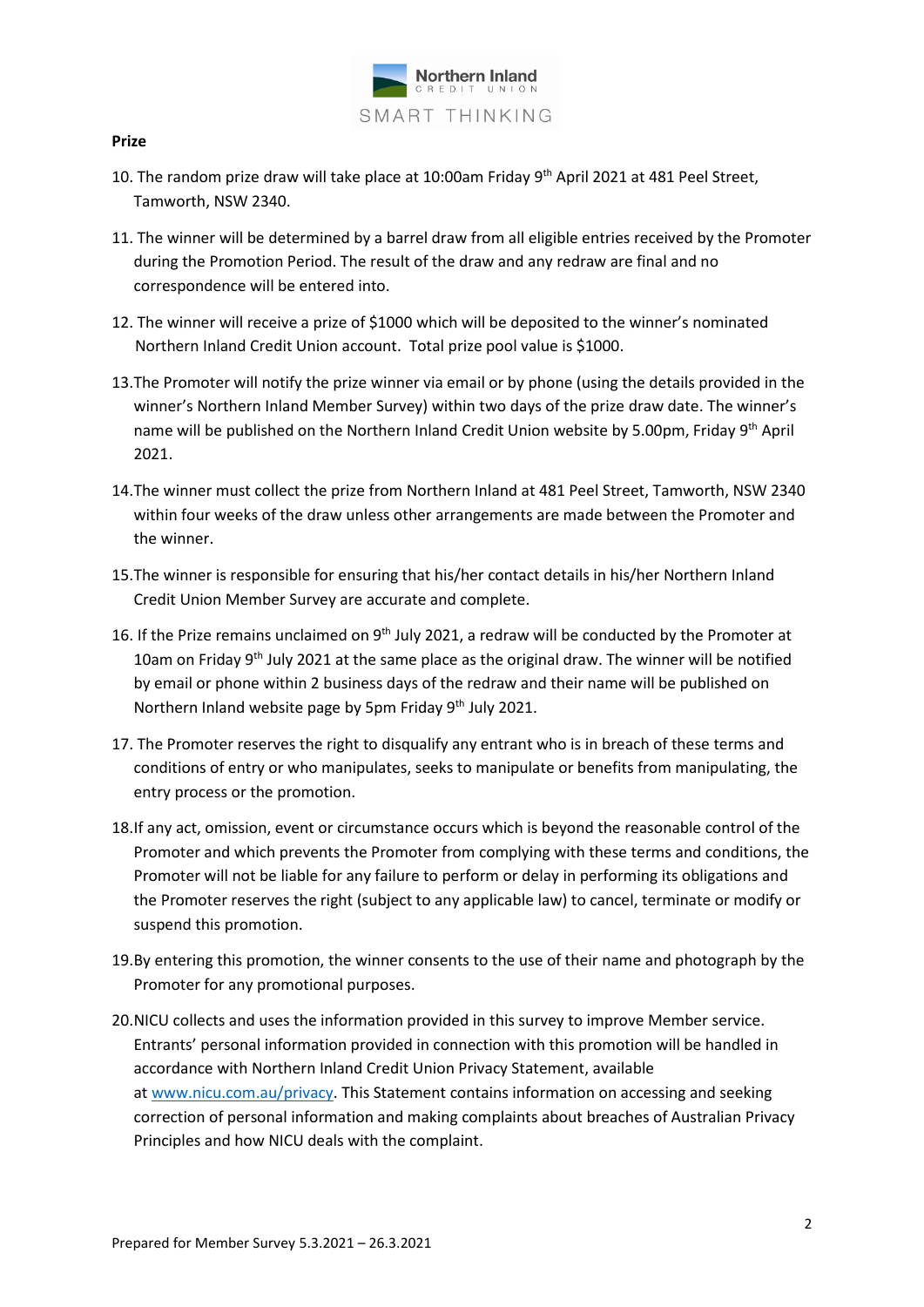**Prize**

10. The random prize draw will take place at 10:00am Friday 9th April 2021 at 481 Peel Street, Tamworth, NSW 2340.

11. The winner will be determined by a barrel draw from all eligible entries received by the Promoter during the Promotion Period. The result of the draw and any redraw are final and no correspondence will be entered into.

12. The winner will receive a prize of $1000 which will be deposited to the winner's nominated Northern Inland Credit Union account. Total prize pool value is $1000.

13. The Promoter will notify the prize winner via email or by phone (using the details provided in the winner's Northern Inland Member Survey) within two days of the prize draw date. The winner's name will be published on the Northern Inland Credit Union website by 5.00pm, Friday 9th April 2021.

14. The winner must collect the prize from Northern Inland at 481 Peel Street, Tamworth, NSW 2340 within four weeks of the draw unless other arrangements are made between the Promoter and the winner.

15. The winner is responsible for ensuring that his/her contact details in his/her Northern Inland Credit Union Member Survey are accurate and complete.

16. If the Prize remains unclaimed on 9th July 2021, a redraw will be conducted by the Promoter at 10am on Friday 9th July 2021 at the same place as the original draw. The winner will be notified by email or phone within 2 business days of the redraw and their name will be published on Northern Inland website page by 5pm Friday 9th July 2021.

17. The Promoter reserves the right to disqualify any entrant who is in breach of these terms and conditions of entry or who manipulates, seeks to manipulate or benefits from manipulating, the entry process or the promotion.

18. If any act, omission, event or circumstance occurs which is beyond the reasonable control of the Promoter and which prevents the Promoter from complying with these terms and conditions, the Promoter will not be liable for any failure to perform or delay in performing its obligations and the Promoter reserves the right (subject to any applicable law) to cancel, terminate or modify or suspend this promotion.

19. By entering this promotion, the winner consents to the use of their name and photograph by the Promoter for any promotional purposes.

20. NICU collects and uses the information provided in this survey to improve Member service. Entrants' personal information provided in connection with this promotion will be handled in accordance with Northern Inland Credit Union Privacy Statement, available at www.nicu.com.au/privacy. This Statement contains information on accessing and seeking correction of personal information and making complaints about breaches of Australian Privacy Principles and how NICU deals with the complaint.